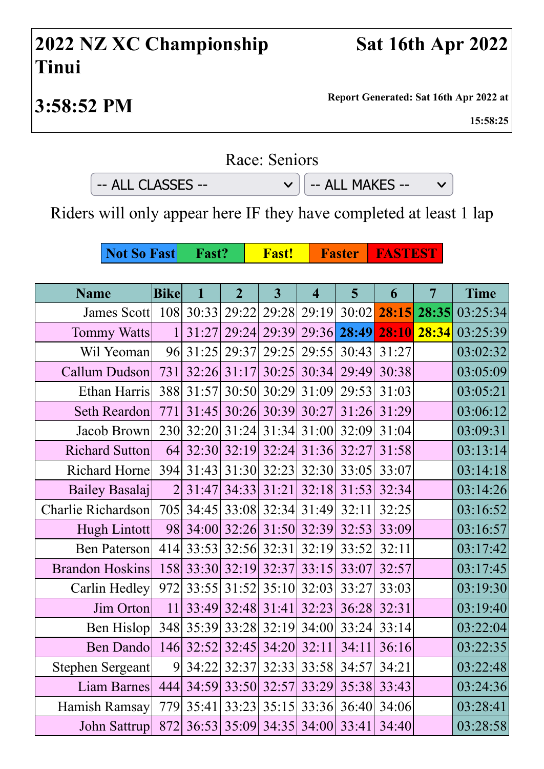# 2022 NZ XC Championship Tinui

**Sat 16th Apr 2022**

## 3:58:52 PM

**Report Generated: Sat 16th Apr 2022 at 15:58:25**

Race: Seniors

-- ALL CLASSES -- | -- ALL MAKES --

Riders will only appear here IF they have completed at least 1 lap

| Not So Fast | Fast? | Fast! | Faster | FASTEST |
|---|---|---|---|---|

| Name | Bike | 1 | 2 | 3 | 4 | 5 | 6 | 7 | Time |
|---|---|---|---|---|---|---|---|---|---|
| James Scott | 108 | 30:33 | 29:22 | 29:28 | 29:19 | 30:02 | **28:15** | **28:35** | 03:25:34 |
| Tommy Watts | 1 | 31:27 | 29:24 | 29:39 | 29:36 | **28:49** | **28:10** | **28:34** | 03:25:39 |
| Wil Yeoman | 96 | 31:25 | 29:37 | 29:25 | 29:55 | 30:43 | 31:27 | | 03:02:32 |
| Callum Dudson | 731 | 32:26 | 31:17 | 30:25 | 30:34 | 29:49 | 30:38 | | 03:05:09 |
| Ethan Harris | 388 | 31:57 | 30:50 | 30:29 | 31:09 | 29:53 | 31:03 | | 03:05:21 |
| Seth Reardon | 771 | 31:45 | 30:26 | 30:39 | 30:27 | 31:26 | 31:29 | | 03:06:12 |
| Jacob Brown | 230 | 32:20 | 31:24 | 31:34 | 31:00 | 32:09 | 31:04 | | 03:09:31 |
| Richard Sutton | 64 | 32:30 | 32:19 | 32:24 | 31:36 | 32:27 | 31:58 | | 03:13:14 |
| Richard Horne | 394 | 31:43 | 31:30 | 32:23 | 32:30 | 33:05 | 33:07 | | 03:14:18 |
| Bailey Basalaj | 2 | 31:47 | 34:33 | 31:21 | 32:18 | 31:53 | 32:34 | | 03:14:26 |
| Charlie Richardson | 705 | 34:45 | 33:08 | 32:34 | 31:49 | 32:11 | 32:25 | | 03:16:52 |
| Hugh Lintott | 98 | 34:00 | 32:26 | 31:50 | 32:39 | 32:53 | 33:09 | | 03:16:57 |
| Ben Paterson | 414 | 33:53 | 32:56 | 32:31 | 32:19 | 33:52 | 32:11 | | 03:17:42 |
| Brandon Hoskins | 158 | 33:30 | 32:19 | 32:37 | 33:15 | 33:07 | 32:57 | | 03:17:45 |
| Carlin Hedley | 972 | 33:55 | 31:52 | 35:10 | 32:03 | 33:27 | 33:03 | | 03:19:30 |
| Jim Orton | 11 | 33:49 | 32:48 | 31:41 | 32:23 | 36:28 | 32:31 | | 03:19:40 |
| Ben Hislop | 348 | 35:39 | 33:28 | 32:19 | 34:00 | 33:24 | 33:14 | | 03:22:04 |
| Ben Dando | 146 | 32:52 | 32:45 | 34:20 | 32:11 | 34:11 | 36:16 | | 03:22:35 |
| Stephen Sergeant | 9 | 34:22 | 32:37 | 32:33 | 33:58 | 34:57 | 34:21 | | 03:22:48 |
| Liam Barnes | 444 | 34:59 | 33:50 | 32:57 | 33:29 | 35:38 | 33:43 | | 03:24:36 |
| Hamish Ramsay | 779 | 35:41 | 33:23 | 35:15 | 33:36 | 36:40 | 34:06 | | 03:28:41 |
| John Sattrup | 872 | 36:53 | 35:09 | 34:35 | 34:00 | 33:41 | 34:40 | | 03:28:58 |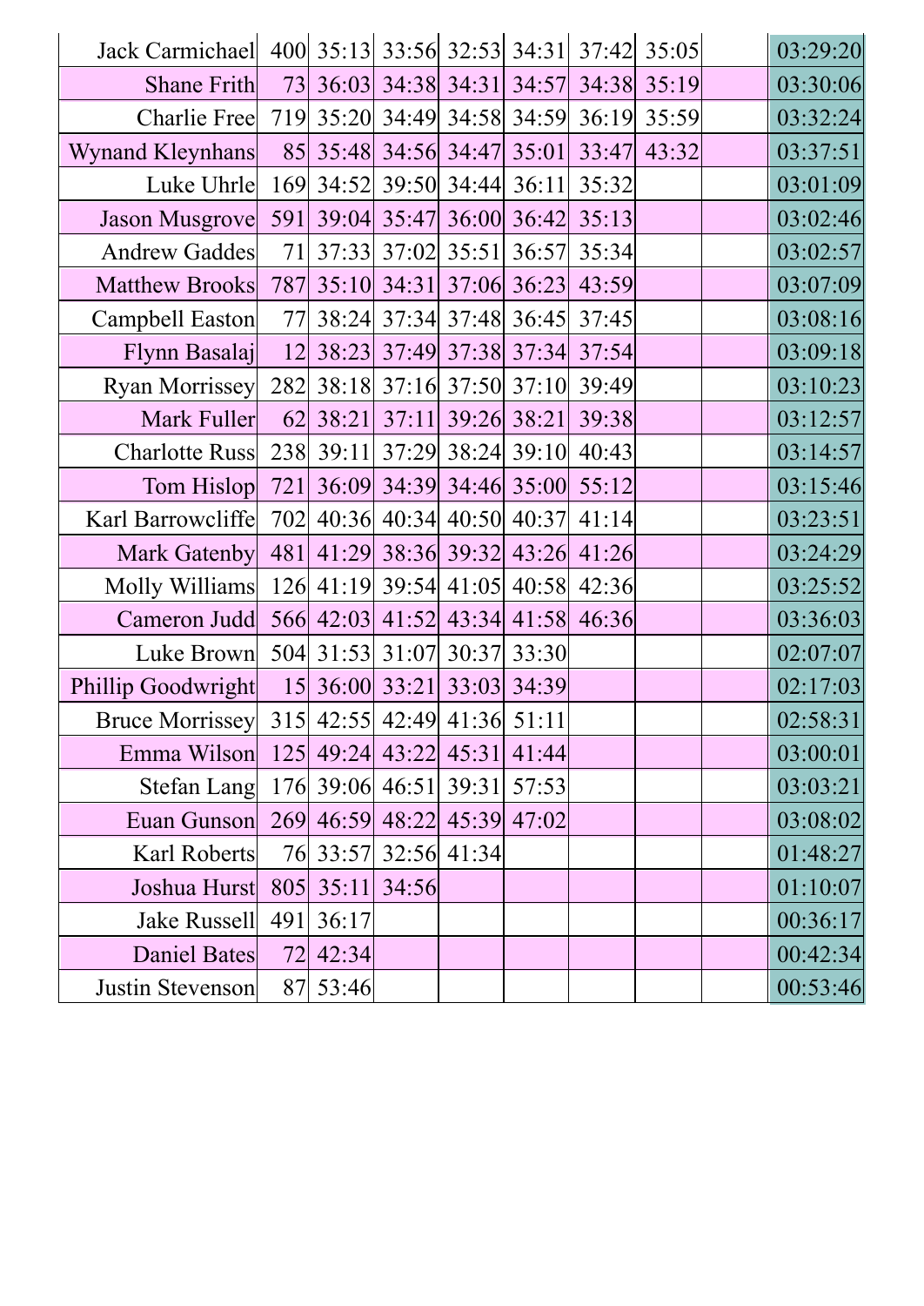| | | | | | | | | | | |
|---|---|---|---|---|---|---|---|---|---|---|
| Jack Carmichael | 400 | 35:13 | 33:56 | 32:53 | 34:31 | 37:42 | 35:05 | | | 03:29:20 |
| Shane Frith | 73 | 36:03 | 34:38 | 34:31 | 34:57 | 34:38 | 35:19 | | | 03:30:06 |
| Charlie Free | 719 | 35:20 | 34:49 | 34:58 | 34:59 | 36:19 | 35:59 | | | 03:32:24 |
| Wynand Kleynhans | 85 | 35:48 | 34:56 | 34:47 | 35:01 | 33:47 | 43:32 | | | 03:37:51 |
| Luke Uhrle | 169 | 34:52 | 39:50 | 34:44 | 36:11 | 35:32 | | | | 03:01:09 |
| Jason Musgrove | 591 | 39:04 | 35:47 | 36:00 | 36:42 | 35:13 | | | | 03:02:46 |
| Andrew Gaddes | 71 | 37:33 | 37:02 | 35:51 | 36:57 | 35:34 | | | | 03:02:57 |
| Matthew Brooks | 787 | 35:10 | 34:31 | 37:06 | 36:23 | 43:59 | | | | 03:07:09 |
| Campbell Easton | 77 | 38:24 | 37:34 | 37:48 | 36:45 | 37:45 | | | | 03:08:16 |
| Flynn Basalaj | 12 | 38:23 | 37:49 | 37:38 | 37:34 | 37:54 | | | | 03:09:18 |
| Ryan Morrissey | 282 | 38:18 | 37:16 | 37:50 | 37:10 | 39:49 | | | | 03:10:23 |
| Mark Fuller | 62 | 38:21 | 37:11 | 39:26 | 38:21 | 39:38 | | | | 03:12:57 |
| Charlotte Russ | 238 | 39:11 | 37:29 | 38:24 | 39:10 | 40:43 | | | | 03:14:57 |
| Tom Hislop | 721 | 36:09 | 34:39 | 34:46 | 35:00 | 55:12 | | | | 03:15:46 |
| Karl Barrowcliffe | 702 | 40:36 | 40:34 | 40:50 | 40:37 | 41:14 | | | | 03:23:51 |
| Mark Gatenby | 481 | 41:29 | 38:36 | 39:32 | 43:26 | 41:26 | | | | 03:24:29 |
| Molly Williams | 126 | 41:19 | 39:54 | 41:05 | 40:58 | 42:36 | | | | 03:25:52 |
| Cameron Judd | 566 | 42:03 | 41:52 | 43:34 | 41:58 | 46:36 | | | | 03:36:03 |
| Luke Brown | 504 | 31:53 | 31:07 | 30:37 | 33:30 | | | | | 02:07:07 |
| Phillip Goodwright | 15 | 36:00 | 33:21 | 33:03 | 34:39 | | | | | 02:17:03 |
| Bruce Morrissey | 315 | 42:55 | 42:49 | 41:36 | 51:11 | | | | | 02:58:31 |
| Emma Wilson | 125 | 49:24 | 43:22 | 45:31 | 41:44 | | | | | 03:00:01 |
| Stefan Lang | 176 | 39:06 | 46:51 | 39:31 | 57:53 | | | | | 03:03:21 |
| Euan Gunson | 269 | 46:59 | 48:22 | 45:39 | 47:02 | | | | | 03:08:02 |
| Karl Roberts | 76 | 33:57 | 32:56 | 41:34 | | | | | | 01:48:27 |
| Joshua Hurst | 805 | 35:11 | 34:56 | | | | | | | 01:10:07 |
| Jake Russell | 491 | 36:17 | | | | | | | | 00:36:17 |
| Daniel Bates | 72 | 42:34 | | | | | | | | 00:42:34 |
| Justin Stevenson | 87 | 53:46 | | | | | | | | 00:53:46 |